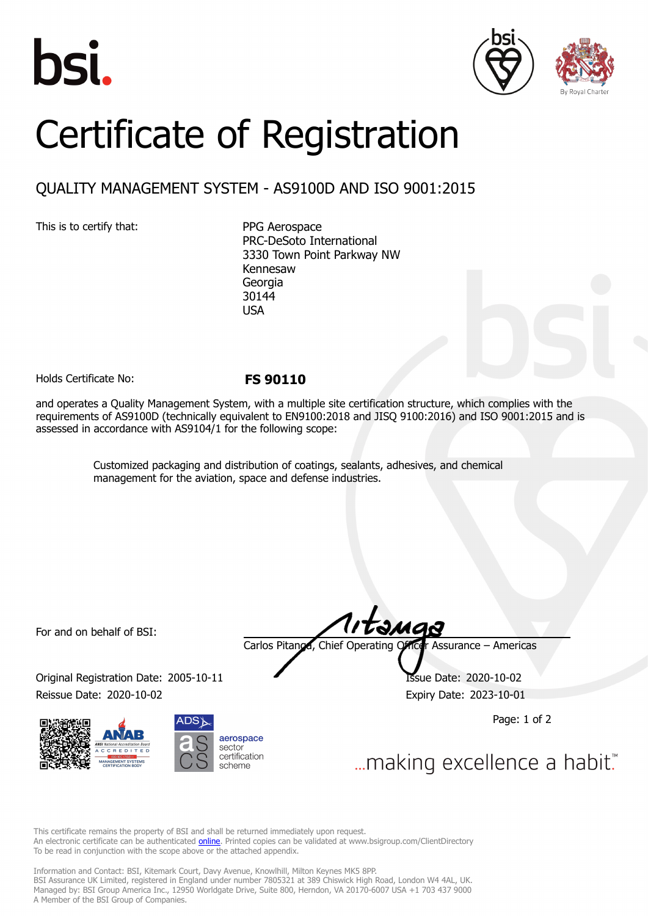# Certificate of Registration

## QUALITY MANAGEMENT SYSTEM - AS9100D AND ISO 9001:2015

This is to certify that:

PPG Aerospace
PRC-DeSoto International
3330 Town Point Parkway NW
Kennesaw
Georgia
30144
USA

Holds Certificate No: **FS 90110**

and operates a Quality Management System, with a multiple site certification structure, which complies with the requirements of AS9100D (technically equivalent to EN9100:2018 and JISQ 9100:2016) and ISO 9001:2015 and is assessed in accordance with AS9104/1 for the following scope:

> Customized packaging and distribution of coatings, sealants, adhesives, and chemical management for the aviation, space and defense industries.

For and on behalf of BSI:

Carlos Pitanga, Chief Operating Officer Assurance – Americas

Original Registration Date: 2005-10-11

Reissue Date: 2020-10-02

Issue Date: 2020-10-02

Expiry Date: 2023-10-01

...making excellence a habit.™

This certificate remains the property of BSI and shall be returned immediately upon request.
An electronic certificate can be authenticated online. Printed copies can be validated at www.bsigroup.com/ClientDirectory
To be read in conjunction with the scope above or the attached appendix.

Information and Contact: BSI, Kitemark Court, Davy Avenue, Knowlhill, Milton Keynes MK5 8PP.
BSI Assurance UK Limited, registered in England under number 7805321 at 389 Chiswick High Road, London W4 4AL, UK.
Managed by: BSI Group America Inc., 12950 Worldgate Drive, Suite 800, Herndon, VA 20170-6007 USA +1 703 437 9000
A Member of the BSI Group of Companies.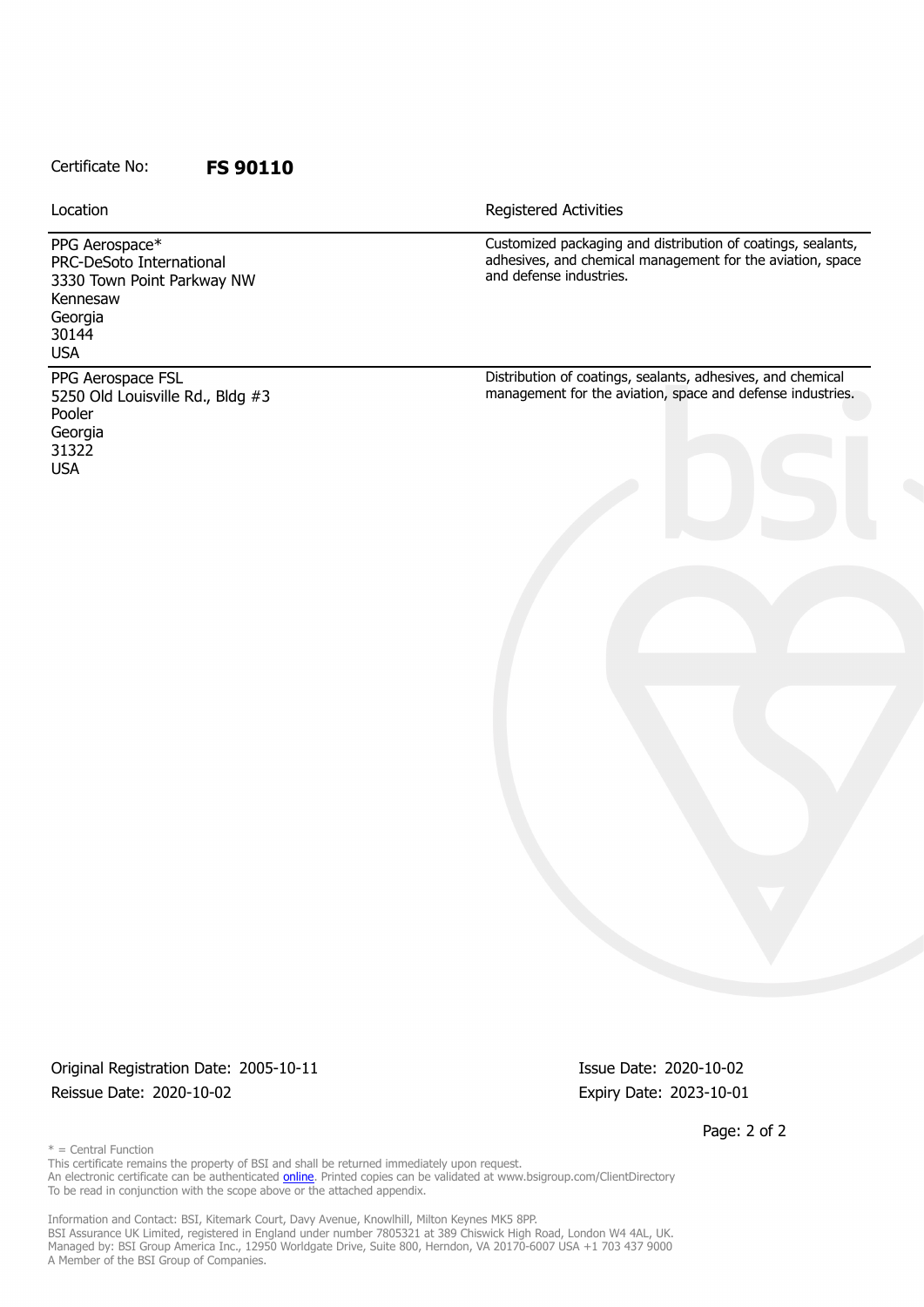Certificate No: **FS 90110**

| Location | Registered Activities |
| --- | --- |
| PPG Aerospace*<br>PRC-DeSoto International<br>3330 Town Point Parkway NW<br>Kennesaw<br>Georgia<br>30144<br>USA | Customized packaging and distribution of coatings, sealants, adhesives, and chemical management for the aviation, space and defense industries. |
| PPG Aerospace FSL<br>5250 Old Louisville Rd., Bldg #3<br>Pooler<br>Georgia<br>31322<br>USA | Distribution of coatings, sealants, adhesives, and chemical management for the aviation, space and defense industries. |

Original Registration Date: 2005-10-11

Reissue Date: 2020-10-02

Issue Date: 2020-10-02

Expiry Date: 2023-10-01

* = Central Function

This certificate remains the property of BSI and shall be returned immediately upon request.
An electronic certificate can be authenticated online. Printed copies can be validated at www.bsigroup.com/ClientDirectory
To be read in conjunction with the scope above or the attached appendix.

Information and Contact: BSI, Kitemark Court, Davy Avenue, Knowlhill, Milton Keynes MK5 8PP.
BSI Assurance UK Limited, registered in England under number 7805321 at 389 Chiswick High Road, London W4 4AL, UK.
Managed by: BSI Group America Inc., 12950 Worldgate Drive, Suite 800, Herndon, VA 20170-6007 USA +1 703 437 9000
A Member of the BSI Group of Companies.